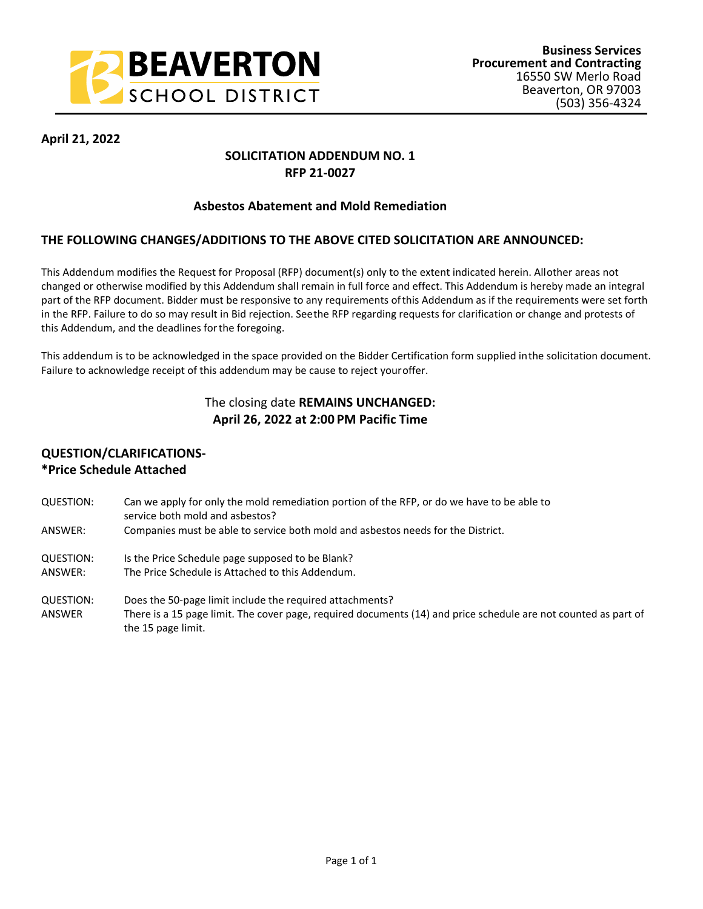**BEAVERTON SCHOOL DISTRICT**

**Business Services**
**Procurement and Contracting**
16550 SW Merlo Road
Beaverton, OR 97003
(503) 356-4324

**April 21, 2022**

## SOLICITATION ADDENDUM NO. 1
## RFP 21-0027

### Asbestos Abatement and Mold Remediation

### THE FOLLOWING CHANGES/ADDITIONS TO THE ABOVE CITED SOLICITATION ARE ANNOUNCED:

This Addendum modifies the Request for Proposal (RFP) document(s) only to the extent indicated herein. All other areas not changed or otherwise modified by this Addendum shall remain in full force and effect. This Addendum is hereby made an integral part of the RFP document. Bidder must be responsive to any requirements of this Addendum as if the requirements were set forth in the RFP. Failure to do so may result in Bid rejection. See the RFP regarding requests for clarification or change and protests of this Addendum, and the deadlines for the foregoing.

This addendum is to be acknowledged in the space provided on the Bidder Certification form supplied in the solicitation document. Failure to acknowledge receipt of this addendum may be cause to reject your offer.

The closing date **REMAINS UNCHANGED:**
**April 26, 2022 at 2:00 PM Pacific Time**

### QUESTION/CLARIFICATIONS-
### *Price Schedule Attached

QUESTION: Can we apply for only the mold remediation portion of the RFP, or do we have to be able to service both mold and asbestos?

ANSWER: Companies must be able to service both mold and asbestos needs for the District.

QUESTION: Is the Price Schedule page supposed to be Blank?

ANSWER: The Price Schedule is Attached to this Addendum.

QUESTION: Does the 50-page limit include the required attachments?

ANSWER There is a 15 page limit. The cover page, required documents (14) and price schedule are not counted as part of the 15 page limit.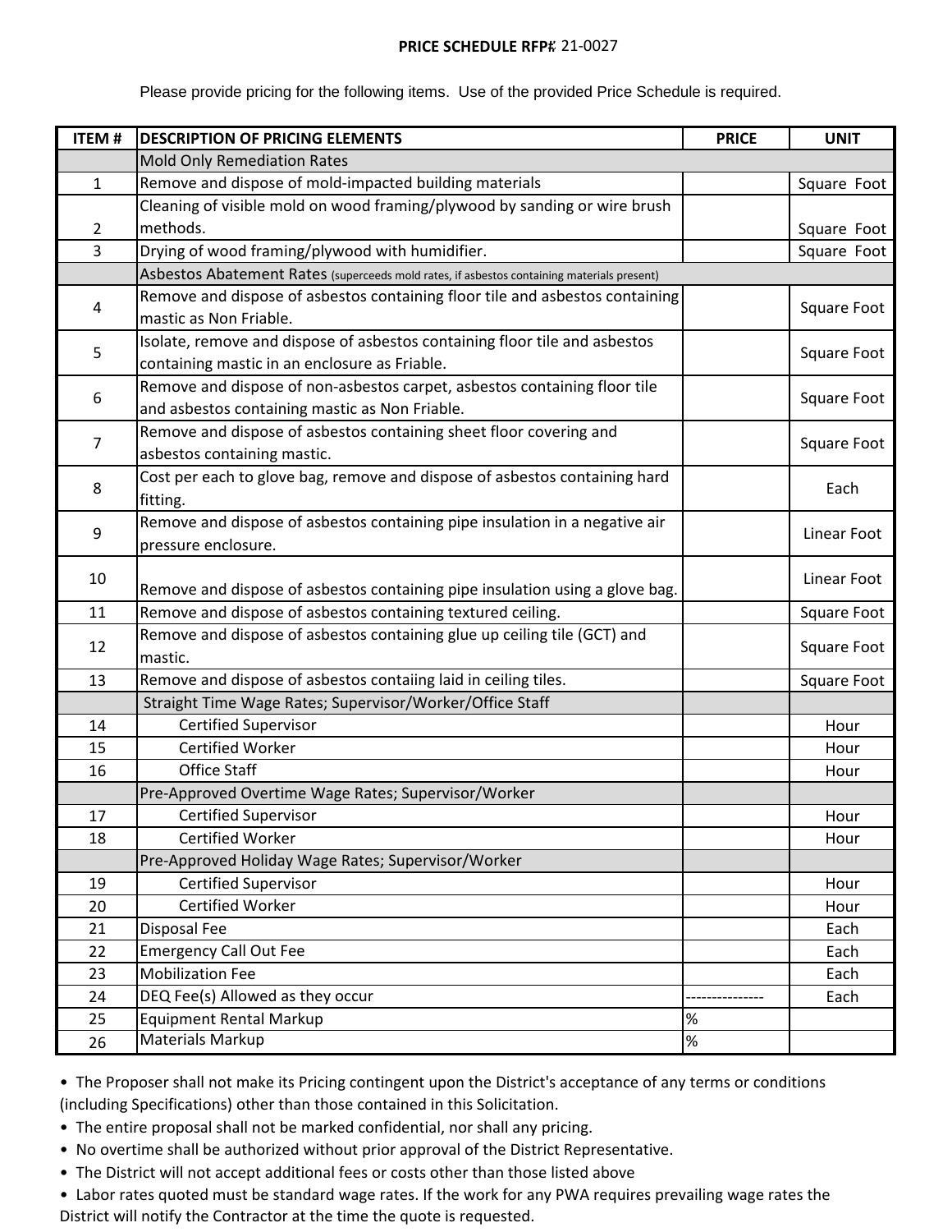**PRICE SCHEDULE RFP#** 21-0027

Please provide pricing for the following items. Use of the provided Price Schedule is required.

| ITEM # | DESCRIPTION OF PRICING ELEMENTS | PRICE | UNIT |
|---|---|---|---|
| | Mold Only Remediation Rates | | |
| 1 | Remove and dispose of mold-impacted building materials | | Square Foot |
| 2 | Cleaning of visible mold on wood framing/plywood by sanding or wire brush methods. | | Square Foot |
| 3 | Drying of wood framing/plywood with humidifier. | | Square Foot |
| | Asbestos Abatement Rates (superceeds mold rates, if asbestos containing materials present) | | |
| 4 | Remove and dispose of asbestos containing floor tile and asbestos containing mastic as Non Friable. | | Square Foot |
| 5 | Isolate, remove and dispose of asbestos containing floor tile and asbestos containing mastic in an enclosure as Friable. | | Square Foot |
| 6 | Remove and dispose of non-asbestos carpet, asbestos containing floor tile and asbestos containing mastic as Non Friable. | | Square Foot |
| 7 | Remove and dispose of asbestos containing sheet floor covering and asbestos containing mastic. | | Square Foot |
| 8 | Cost per each to glove bag, remove and dispose of asbestos containing hard fitting. | | Each |
| 9 | Remove and dispose of asbestos containing pipe insulation in a negative air pressure enclosure. | | Linear Foot |
| 10 | Remove and dispose of asbestos containing pipe insulation using a glove bag. | | Linear Foot |
| 11 | Remove and dispose of asbestos containing textured ceiling. | | Square Foot |
| 12 | Remove and dispose of asbestos containing glue up ceiling tile (GCT) and mastic. | | Square Foot |
| 13 | Remove and dispose of asbestos contaiing laid in ceiling tiles. | | Square Foot |
| | Straight Time Wage Rates; Supervisor/Worker/Office Staff | | |
| 14 | Certified Supervisor | | Hour |
| 15 | Certified Worker | | Hour |
| 16 | Office Staff | | Hour |
| | Pre-Approved Overtime Wage Rates; Supervisor/Worker | | |
| 17 | Certified Supervisor | | Hour |
| 18 | Certified Worker | | Hour |
| | Pre-Approved Holiday Wage Rates; Supervisor/Worker | | |
| 19 | Certified Supervisor | | Hour |
| 20 | Certified Worker | | Hour |
| 21 | Disposal Fee | | Each |
| 22 | Emergency Call Out Fee | | Each |
| 23 | Mobilization Fee | | Each |
| 24 | DEQ Fee(s) Allowed as they occur | --------------- | Each |
| 25 | Equipment Rental Markup | % | |
| 26 | Materials Markup | % | |

- The Proposer shall not make its Pricing contingent upon the District's acceptance of any terms or conditions (including Specifications) other than those contained in this Solicitation.
- The entire proposal shall not be marked confidential, nor shall any pricing.
- No overtime shall be authorized without prior approval of the District Representative.
- The District will not accept additional fees or costs other than those listed above
- Labor rates quoted must be standard wage rates. If the work for any PWA requires prevailing wage rates the District will notify the Contractor at the time the quote is requested.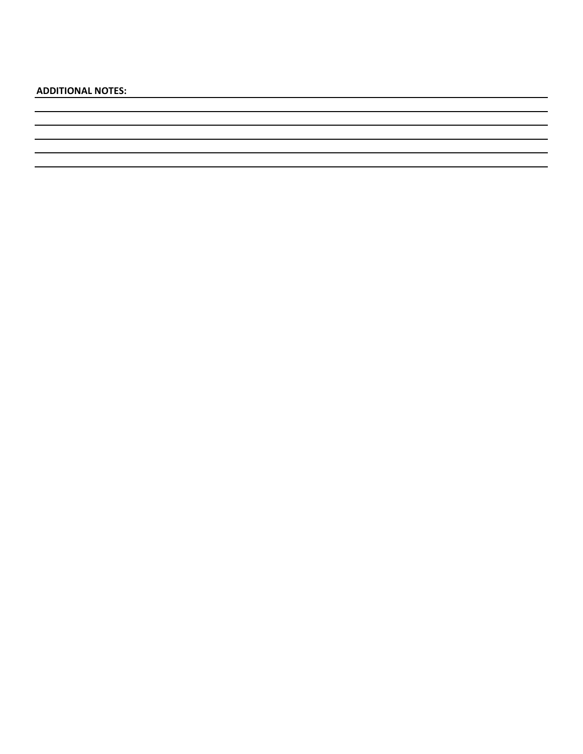**ADDITIONAL NOTES:**